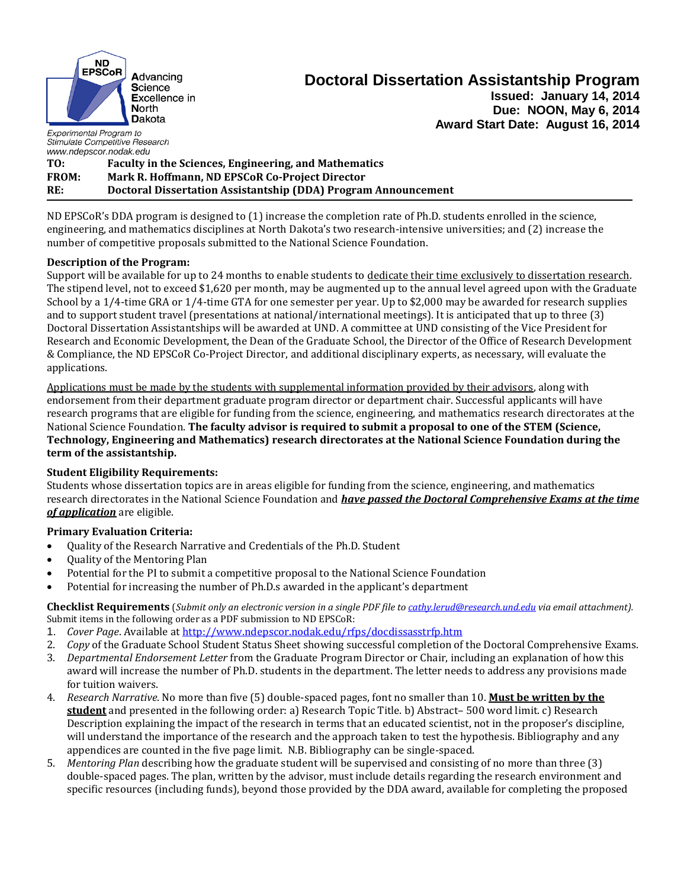ND EPSCoR Advancing Science Excellence in North Dakota

*Experimental Program to Stimulate Competitive Research*
*www.ndepscor.nodak.edu*

# Doctoral Dissertation Assistantship Program

**Issued: January 14, 2014**
**Due: NOON, May 6, 2014**
**Award Start Date: August 16, 2014**

**TO:** **Faculty in the Sciences, Engineering, and Mathematics**
**FROM:** **Mark R. Hoffmann, ND EPSCoR Co-Project Director**
**RE:** **Doctoral Dissertation Assistantship (DDA) Program Announcement**

---

ND EPSCoR's DDA program is designed to (1) increase the completion rate of Ph.D. students enrolled in the science, engineering, and mathematics disciplines at North Dakota's two research-intensive universities; and (2) increase the number of competitive proposals submitted to the National Science Foundation.

**Description of the Program:**
Support will be available for up to 24 months to enable students to dedicate their time exclusively to dissertation research. The stipend level, not to exceed $1,620 per month, may be augmented up to the annual level agreed upon with the Graduate School by a 1/4-time GRA or 1/4-time GTA for one semester per year. Up to $2,000 may be awarded for research supplies and to support student travel (presentations at national/international meetings). It is anticipated that up to three (3) Doctoral Dissertation Assistantships will be awarded at UND. A committee at UND consisting of the Vice President for Research and Economic Development, the Dean of the Graduate School, the Director of the Office of Research Development & Compliance, the ND EPSCoR Co-Project Director, and additional disciplinary experts, as necessary, will evaluate the applications.

Applications must be made by the students with supplemental information provided by their advisors, along with endorsement from their department graduate program director or department chair. Successful applicants will have research programs that are eligible for funding from the science, engineering, and mathematics research directorates at the National Science Foundation. **The faculty advisor is required to submit a proposal to one of the STEM (Science, Technology, Engineering and Mathematics) research directorates at the National Science Foundation during the term of the assistantship.**

**Student Eligibility Requirements:**
Students whose dissertation topics are in areas eligible for funding from the science, engineering, and mathematics research directorates in the National Science Foundation and ***have passed the Doctoral Comprehensive Exams at the time of application*** are eligible.

**Primary Evaluation Criteria:**
- Quality of the Research Narrative and Credentials of the Ph.D. Student
- Quality of the Mentoring Plan
- Potential for the PI to submit a competitive proposal to the National Science Foundation
- Potential for increasing the number of Ph.D.s awarded in the applicant's department

**Checklist Requirements** (*Submit only an electronic version in a single PDF file to cathy.lerud@research.und.edu via email attachment).*
Submit items in the following order as a PDF submission to ND EPSCoR:

1. *Cover Page*. Available at http://www.ndepscor.nodak.edu/rfps/docdissasstrfp.htm
2. *Copy* of the Graduate School Student Status Sheet showing successful completion of the Doctoral Comprehensive Exams.
3. *Departmental Endorsement Letter* from the Graduate Program Director or Chair, including an explanation of how this award will increase the number of Ph.D. students in the department. The letter needs to address any provisions made for tuition waivers.
4. *Research Narrative*. No more than five (5) double-spaced pages, font no smaller than 10. **Must be written by the student** and presented in the following order: a) Research Topic Title. b) Abstract– 500 word limit. c) Research Description explaining the impact of the research in terms that an educated scientist, not in the proposer's discipline, will understand the importance of the research and the approach taken to test the hypothesis. Bibliography and any appendices are counted in the five page limit. N.B. Bibliography can be single-spaced.
5. *Mentoring Plan* describing how the graduate student will be supervised and consisting of no more than three (3) double-spaced pages. The plan, written by the advisor, must include details regarding the research environment and specific resources (including funds), beyond those provided by the DDA award, available for completing the proposed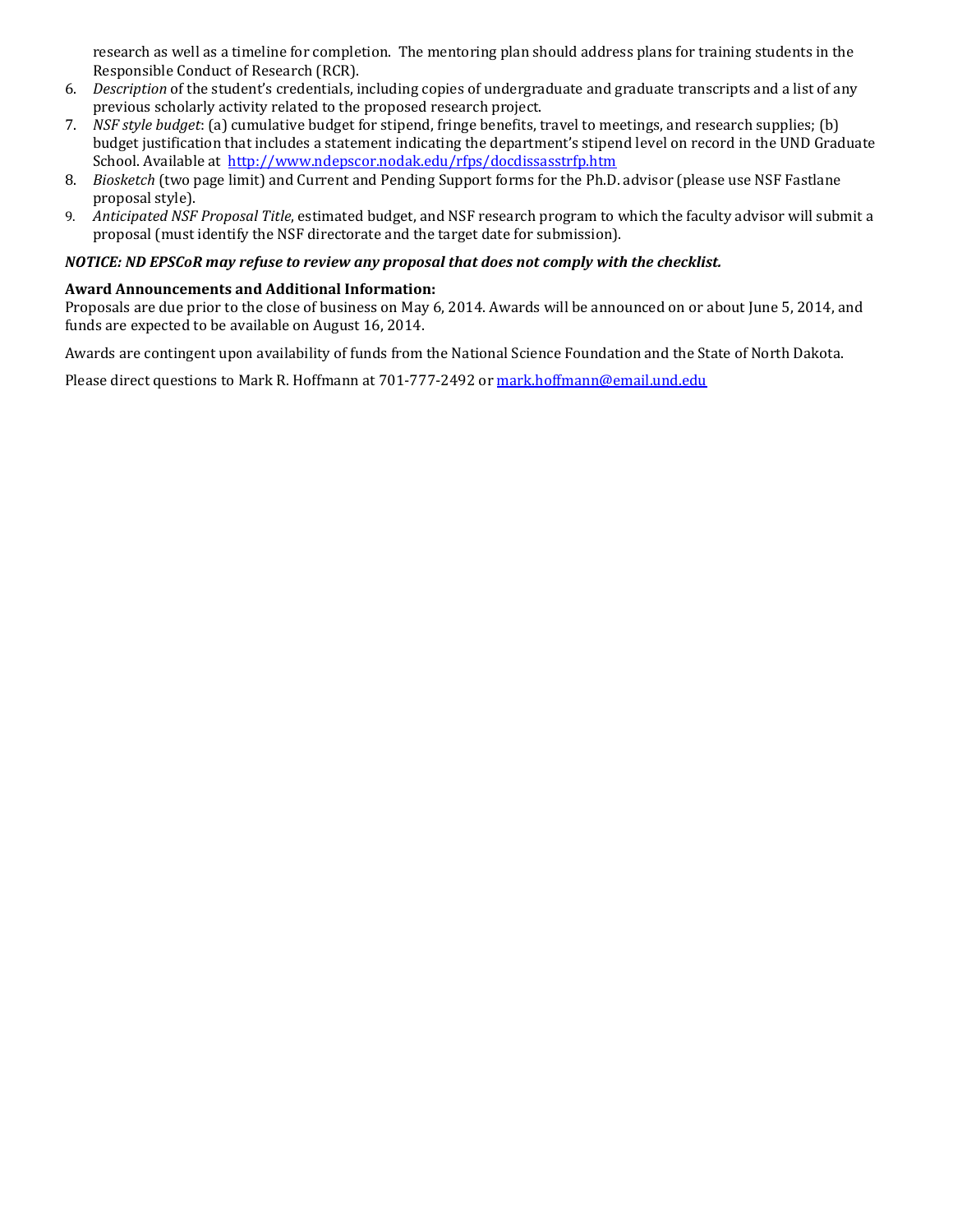research as well as a timeline for completion. The mentoring plan should address plans for training students in the Responsible Conduct of Research (RCR).

6. *Description* of the student's credentials, including copies of undergraduate and graduate transcripts and a list of any previous scholarly activity related to the proposed research project.
7. *NSF style budget*: (a) cumulative budget for stipend, fringe benefits, travel to meetings, and research supplies; (b) budget justification that includes a statement indicating the department's stipend level on record in the UND Graduate School. Available at http://www.ndepscor.nodak.edu/rfps/docdissasstrfp.htm
8. *Biosketch* (two page limit) and Current and Pending Support forms for the Ph.D. advisor (please use NSF Fastlane proposal style).
9. *Anticipated NSF Proposal Title*, estimated budget, and NSF research program to which the faculty advisor will submit a proposal (must identify the NSF directorate and the target date for submission).

***NOTICE: ND EPSCoR may refuse to review any proposal that does not comply with the checklist.***

**Award Announcements and Additional Information:**

Proposals are due prior to the close of business on May 6, 2014. Awards will be announced on or about June 5, 2014, and funds are expected to be available on August 16, 2014.

Awards are contingent upon availability of funds from the National Science Foundation and the State of North Dakota.

Please direct questions to Mark R. Hoffmann at 701-777-2492 or mark.hoffmann@email.und.edu